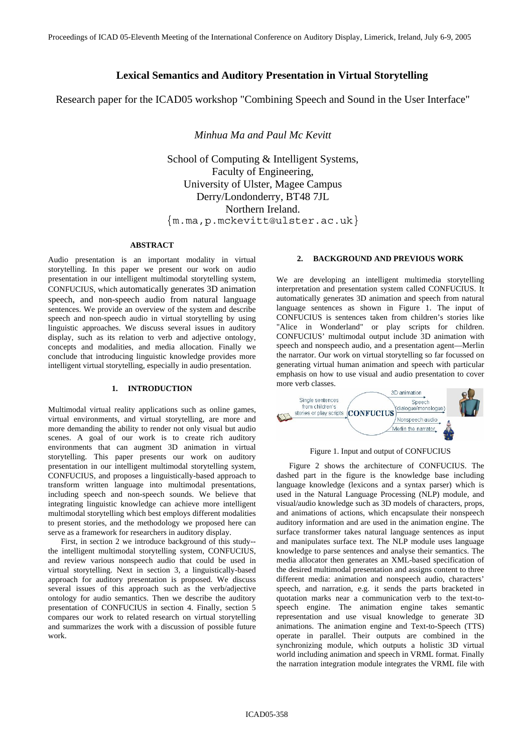# Lexical Semantics and Auditory Presentation in Virtual Storytelling

Research paper for the ICAD05 workshop "Combining Speech and Sound in the User Interface"

*Minhua Ma and Paul Mc Kevitt*

School of Computing & Intelligent Systems,
Faculty of Engineering,
University of Ulster, Magee Campus
Derry/Londonderry, BT48 7JL
Northern Ireland.
{m.ma,p.mckevitt@ulster.ac.uk}

## ABSTRACT

Audio presentation is an important modality in virtual storytelling. In this paper we present our work on audio presentation in our intelligent multimodal storytelling system, CONFUCIUS, which automatically generates 3D animation speech, and non-speech audio from natural language sentences. We provide an overview of the system and describe speech and non-speech audio in virtual storytelling by using linguistic approaches. We discuss several issues in auditory display, such as its relation to verb and adjective ontology, concepts and modalities, and media allocation. Finally we conclude that introducing linguistic knowledge provides more intelligent virtual storytelling, especially in audio presentation.

## 1. INTRODUCTION

Multimodal virtual reality applications such as online games, virtual environments, and virtual storytelling, are more and more demanding the ability to render not only visual but audio scenes. A goal of our work is to create rich auditory environments that can augment 3D animation in virtual storytelling. This paper presents our work on auditory presentation in our intelligent storytelling system, CONFUCIUS, and proposes a linguistically-based approach to transform written language into multimodal presentations, including speech and non-speech sounds. We believe that integrating linguistic knowledge can achieve more intelligent multimodal storytelling which best employs different modalities to present stories, and the methodology we proposed here can serve as a framework for researchers in auditory display.

First, in section 2 we introduce background of this study--the intelligent multimodal storytelling system, CONFUCIUS, and review various nonspeech audio that could be used in virtual storytelling. Next in section 3, a linguistically-based approach for auditory presentation is proposed. We discuss several issues of this approach such as the verb/adjective ontology for audio semantics. Then we describe the auditory presentation of CONFUCIUS in section 4. Finally, section 5 compares our work to related research on virtual storytelling and summarizes the work with a discussion of possible future work.

## 2. BACKGROUND AND PREVIOUS WORK

We are developing an intelligent multimedia storytelling interpretation and presentation system called CONFUCIUS. It automatically generates 3D animation and speech from natural language sentences as shown in Figure 1. The input of CONFUCIUS is sentences taken from children's stories like "Alice in Wonderland" or play scripts for children. CONFUCIUS' multimodal output include 3D animation with speech and nonspeech audio, and a presentation agent—Merlin the narrator. Our work on virtual storytelling so far focussed on generating virtual human animation and speech with particular emphasis on how to use visual and audio presentation to cover more verb classes.

Figure 1. Input and output of CONFUCIUS

Figure 2 shows the architecture of CONFUCIUS. The dashed part in the figure is the knowledge base including language knowledge (lexicons and a syntax parser) which is used in the Natural Language Processing (NLP) module, and visual/audio knowledge such as 3D models of characters, props, and animations of actions, which encapsulate their nonspeech auditory information and are used in the animation engine. The surface transformer takes natural language sentences as input and manipulates surface text. The NLP module uses language knowledge to parse sentences and analyse their semantics. The media allocator then generates an XML-based specification of the desired multimodal presentation and assigns content to three different media: animation and nonspeech audio, characters' speech, and narration, e.g. it sends the parts bracketed in quotation marks near a communication verb to the text-to-speech engine. The animation engine takes semantic representation and use visual knowledge to generate 3D animations. The animation engine and Text-to-Speech (TTS) operate in parallel. Their outputs are combined in the synchronizing module, which outputs a holistic 3D virtual world including animation and speech in VRML format. Finally the narration integration module integrates the VRML file with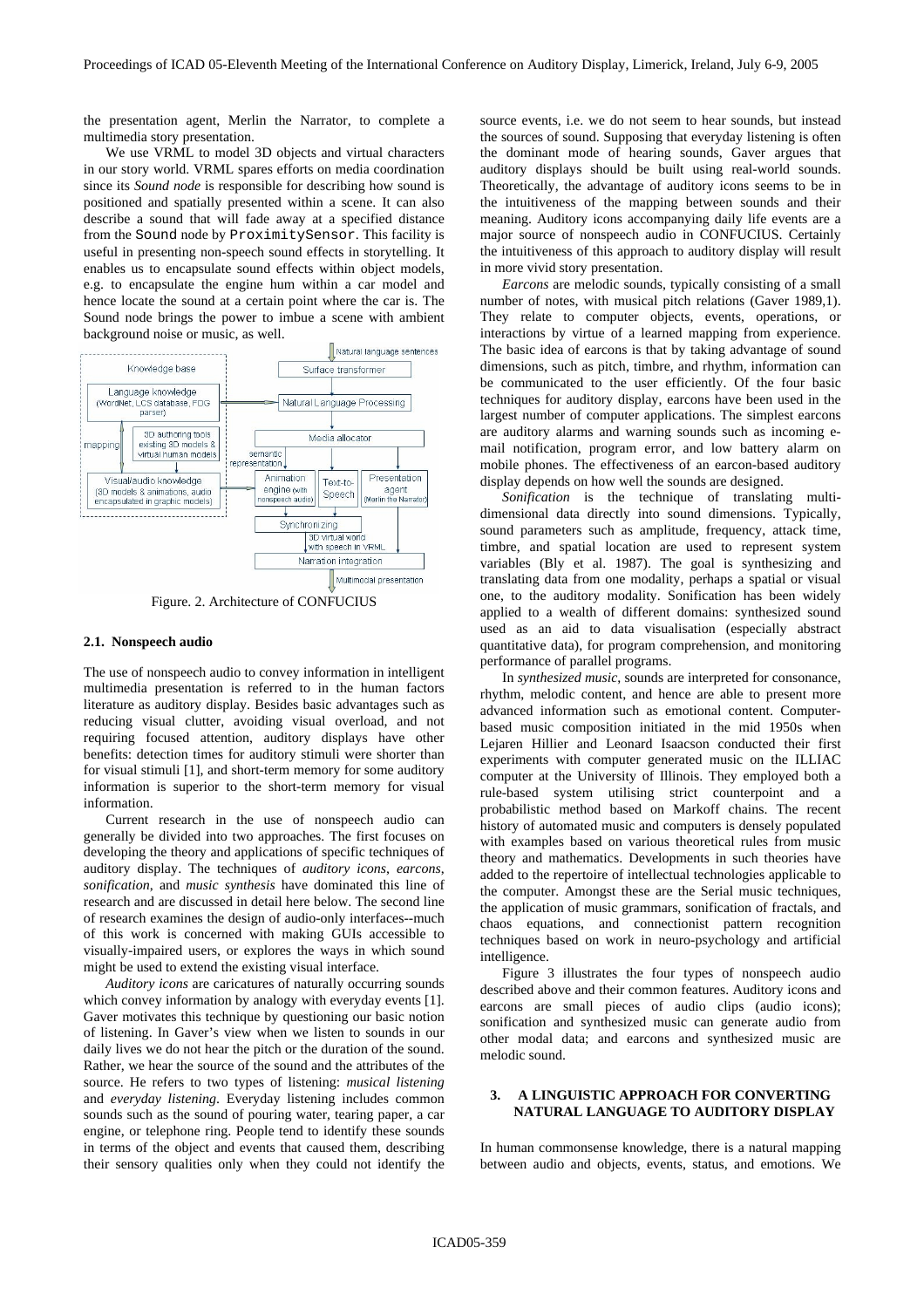the presentation agent, Merlin the Narrator, to complete a multimedia story presentation.

We use VRML to model 3D objects and virtual characters in our story world. VRML spares efforts on media coordination since its *Sound node* is responsible for describing how sound is positioned and spatially presented within a scene. It can also describe a sound that will fade away at a specified distance from the `Sound` node by `ProximitySensor`. This facility is useful in presenting non-speech sound effects in storytelling. It enables us to encapsulate sound effects within object models, e.g. to encapsulate the engine hum within a car model and hence locate the sound at a certain point where the car is. The Sound node brings the power to imbue a scene with ambient background noise or music, as well.

Figure. 2. Architecture of CONFUCIUS

### 2.1. Nonspeech audio

The use of nonspeech audio to convey information in intelligent multimedia presentation is referred to in the human factors literature as auditory display. Besides basic advantages such as reducing visual clutter, avoiding visual overload, and not requiring focused attention, auditory displays have other benefits: detection times for auditory stimuli were shorter than for visual stimuli [1], and short-term memory for some auditory information is superior to the short-term memory for visual information.

Current research in the use of nonspeech audio can generally be divided into two approaches. The first focuses on developing the theory and applications of specific techniques of auditory display. The techniques of *auditory icons*, *earcons*, *sonification*, and *music synthesis* have dominated this line of research and are discussed in detail here below. The second line of research examines the design of audio-only interfaces--much of this work is concerned with making GUIs accessible to visually-impaired users, or explores the ways in which sound might be used to extend the existing visual interface.

*Auditory icons* are caricatures of naturally occurring sounds which convey information by analogy with everyday events [1]. Gaver motivates this technique by questioning our basic notion of listening. In Gaver's view when we listen to sounds in our daily lives we do not hear the pitch or the duration of the sound. Rather, we hear the source of the sound and the attributes of the source. He refers to two types of listening: *musical listening* and *everyday listening*. Everyday listening includes common sounds such as the sound of pouring water, tearing paper, a car engine, or telephone ring. People tend to identify these sounds in terms of the object and events that caused them, describing their sensory qualities only when they could not identify the source events, i.e. we do not seem to hear sounds, but instead the sources of sound. Supposing that everyday listening is often the dominant mode of hearing sounds, Gaver argues that auditory displays should be built using real-world sounds. Theoretically, the advantage of auditory icons seems to be in the intuitiveness of the mapping between sounds and their meaning. Auditory icons accompanying daily life events are a major source of nonspeech audio in CONFUCIUS. Certainly the intuitiveness of this approach to auditory display will result in more vivid story presentation.

*Earcons* are melodic sounds, typically consisting of a small number of notes, with musical pitch relations (Gaver 1989,1). They relate to computer objects, events, operations, or interactions by virtue of a learned mapping from experience. The basic idea of earcons is that by taking advantage of sound dimensions, such as pitch, timbre, and rhythm, information can be communicated to the user efficiently. Of the four basic techniques for auditory display, earcons have been used in the largest number of computer applications. The simplest earcons are auditory alarms and warning sounds such as incoming e-mail notification, program error, and low battery alarm on mobile phones. The effectiveness of an earcon-based auditory display depends on how well the sounds are designed.

*Sonification* is the technique of translating multi-dimensional data directly into sound dimensions. Typically, sound parameters such as amplitude, frequency, attack time, timbre, and spatial location are used to represent system variables (Bly et al. 1987). The goal is synthesizing and translating data from one modality, perhaps a spatial or visual one, to the auditory modality. Sonification has been widely applied to a wealth of different domains: synthesized sound used as an aid to data visualisation (especially abstract quantitative data), for program comprehension, and monitoring performance of parallel programs.

In *synthesized music*, sounds are interpreted for consonance, rhythm, melodic content, and hence are able to present more advanced information such as emotional content. Computer-based music composition initiated in the mid 1950s when Lejaren Hillier and Leonard Isaacson conducted their first experiments with computer generated music on the ILLIAC computer at the University of Illinois. They employed both a rule-based system utilising strict counterpoint and a probabilistic method based on Markoff chains. The recent history of automated music and computers is densely populated with examples based on various theoretical rules from music theory and mathematics. Developments in such theories have added to the repertoire of intellectual technologies applicable to the computer. Amongst these are the Serial music techniques, the application of music grammars, sonification of fractals, and chaos equations, and connectionist pattern recognition techniques based on work in neuro-psychology and artificial intelligence.

Figure 3 illustrates the four types of nonspeech audio described above and their common features. Auditory icons and earcons are small pieces of audio clips (audio icons); sonification and synthesized music can generate audio from other modal data; and earcons and synthesized music are melodic sound.

## 3. A LINGUISTIC APPROACH FOR CONVERTING NATURAL LANGUAGE TO AUDITORY DISPLAY

In human commonsense knowledge, there is a natural mapping between audio and objects, events, status, and emotions. We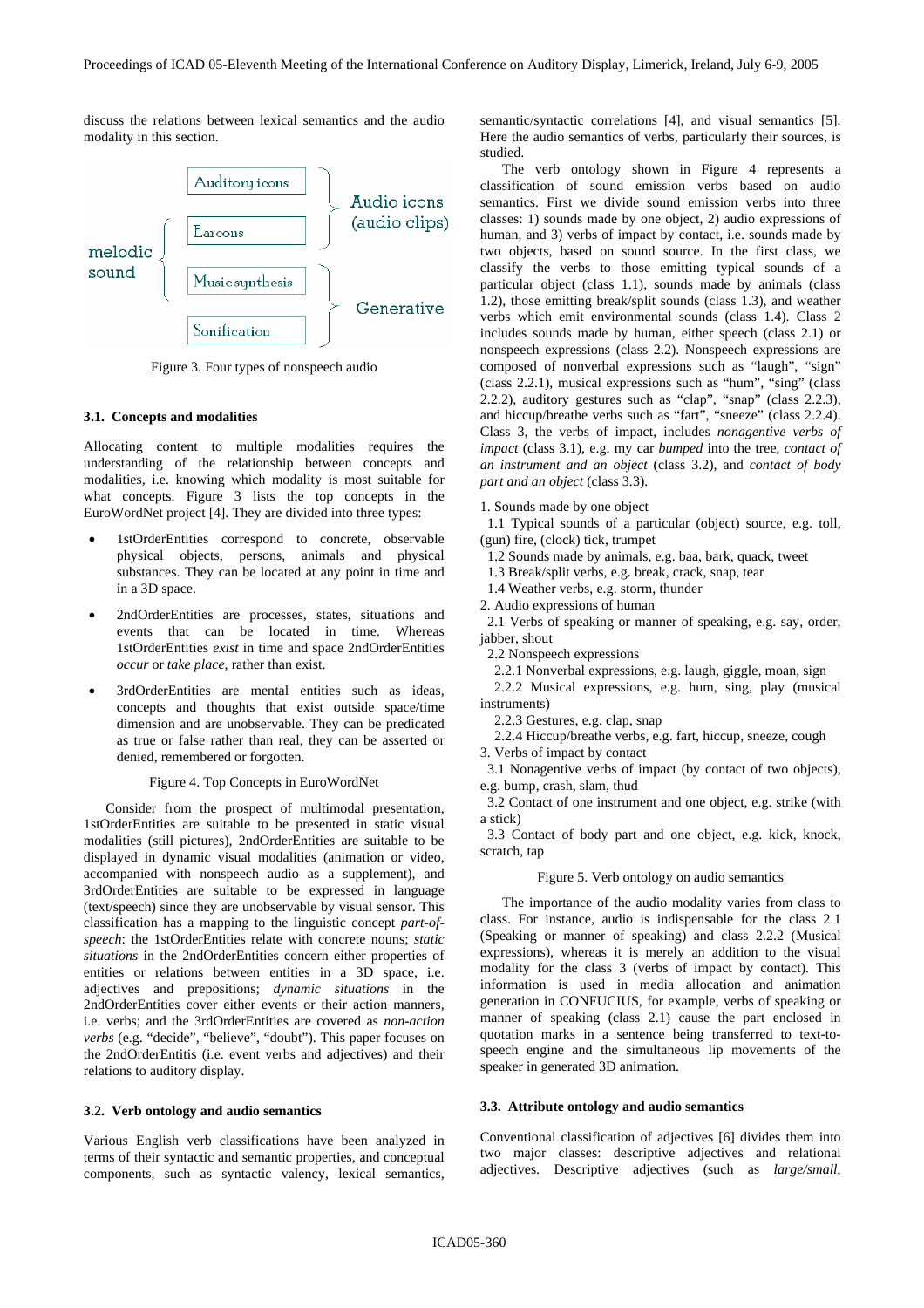discuss the relations between lexical semantics and the audio modality in this section.

Figure 3. Four types of nonspeech audio

### 3.1. Concepts and modalities

Allocating content to multiple modalities requires the understanding of the relationship between concepts and modalities, i.e. knowing which modality is most suitable for what concepts. Figure 3 lists the top concepts in the EuroWordNet project [4]. They are divided into three types:

- 1stOrderEntities correspond to concrete, observable physical objects, persons, animals and physical substances. They can be located at any point in time and in a 3D space.
- 2ndOrderEntities are processes, states, situations and events that can be located in time. Whereas 1stOrderEntities *exist* in time and space 2ndOrderEntities *occur* or *take place*, rather than exist.
- 3rdOrderEntities are mental entities such as ideas, concepts and thoughts that exist outside space/time dimension and are unobservable. They can be predicated as true or false rather than real, they can be asserted or denied, remembered or forgotten.

Figure 4. Top Concepts in EuroWordNet

Consider from the prospect of multimodal presentation, 1stOrderEntities are suitable to be presented in static visual modalities (still pictures), 2ndOrderEntities are suitable to be displayed in dynamic visual modalities (animation or video, accompanied with nonspeech audio as a supplement), and 3rdOrderEntities are suitable to be expressed in language (text/speech) since they are unobservable by visual sensor. This classification has a mapping to the linguistic concept *part-of-speech*: the 1stOrderEntities relate with concrete nouns; *static situations* in the 2ndOrderEntities concern either properties of entities or relations between entities in a 3D space, i.e. adjectives and prepositions; *dynamic situations* in the 2ndOrderEntities cover either events or their action manners, i.e. verbs; and the 3rdOrderEntities are covered as *non-action verbs* (e.g. "decide", "believe", "doubt"). This paper focuses on the 2ndOrderEntitis (i.e. event verbs and adjectives) and their relations to auditory display.

### 3.2. Verb ontology and audio semantics

Various English verb classifications have been analyzed in terms of their syntactic and semantic properties, and conceptual components, such as syntactic valency, lexical semantics, semantic/syntactic correlations [4], and visual semantics [5]. Here the audio semantics of verbs, particularly their sources, is studied.

The verb ontology shown in Figure 4 represents a classification of sound emission verbs based on audio semantics. First we divide sound emission verbs into three classes: 1) sounds made by one object, 2) audio expressions of human, and 3) verbs of impact by contact, i.e. sounds made by two objects, based on sound source. In the first class, we classify the verbs to those emitting typical sounds of a particular object (class 1.1), sounds made by animals (class 1.2), those emitting break/split sounds (class 1.3), and weather verbs which emit environmental sounds (class 1.4). Class 2 includes sounds made by human, either speech (class 2.1) or nonspeech expressions (class 2.2). Nonspeech expressions are composed of nonverbal expressions such as "laugh", "sign" (class 2.2.1), musical expressions such as "hum", "sing" (class 2.2.2), auditory gestures such as "clap", "snap" (class 2.2.3), and hiccup/breathe verbs such as "fart", "sneeze" (class 2.2.4). Class 3, the verbs of impact, includes *nonagentive verbs of impact* (class 3.1), e.g. my car *bumped* into the tree, *contact of an instrument and an object* (class 3.2), and *contact of body part and an object* (class 3.3).

1. Sounds made by one object
   1.1 Typical sounds of a particular (object) source, e.g. toll, (gun) fire, (clock) tick, trumpet
   1.2 Sounds made by animals, e.g. baa, bark, quack, tweet
   1.3 Break/split verbs, e.g. break, crack, snap, tear
   1.4 Weather verbs, e.g. storm, thunder
2. Audio expressions of human
   2.1 Verbs of speaking or manner of speaking, e.g. say, order, jabber, shout
   2.2 Nonspeech expressions
      2.2.1 Nonverbal expressions, e.g. laugh, giggle, moan, sign
      2.2.2 Musical expressions, e.g. hum, sing, play (musical instruments)
      2.2.3 Gestures, e.g. clap, snap
      2.2.4 Hiccup/breathe verbs, e.g. fart, hiccup, sneeze, cough
3. Verbs of impact by contact
   3.1 Nonagentive verbs of impact (by contact of two objects), e.g. bump, crash, slam, thud
   3.2 Contact of one instrument and one object, e.g. strike (with a stick)
   3.3 Contact of body part and one object, e.g. kick, knock, scratch, tap

Figure 5. Verb ontology on audio semantics

The importance of the audio modality varies from class to class. For instance, audio is indispensable for the class 2.1 (Speaking or manner of speaking) and class 2.2.2 (Musical expressions), whereas it is merely an addition to the visual modality for the class 3 (verbs of impact by contact). This information is used in media allocation and animation generation in CONFUCIUS, for example, verbs of speaking or manner of speaking (class 2.1) cause the part enclosed in quotation marks in a sentence being transferred to text-to-speech engine and the simultaneous lip movements of the speaker in generated 3D animation.

### 3.3. Attribute ontology and audio semantics

Conventional classification of adjectives [6] divides them into two major classes: descriptive adjectives and relational adjectives. Descriptive adjectives (such as *large/small*,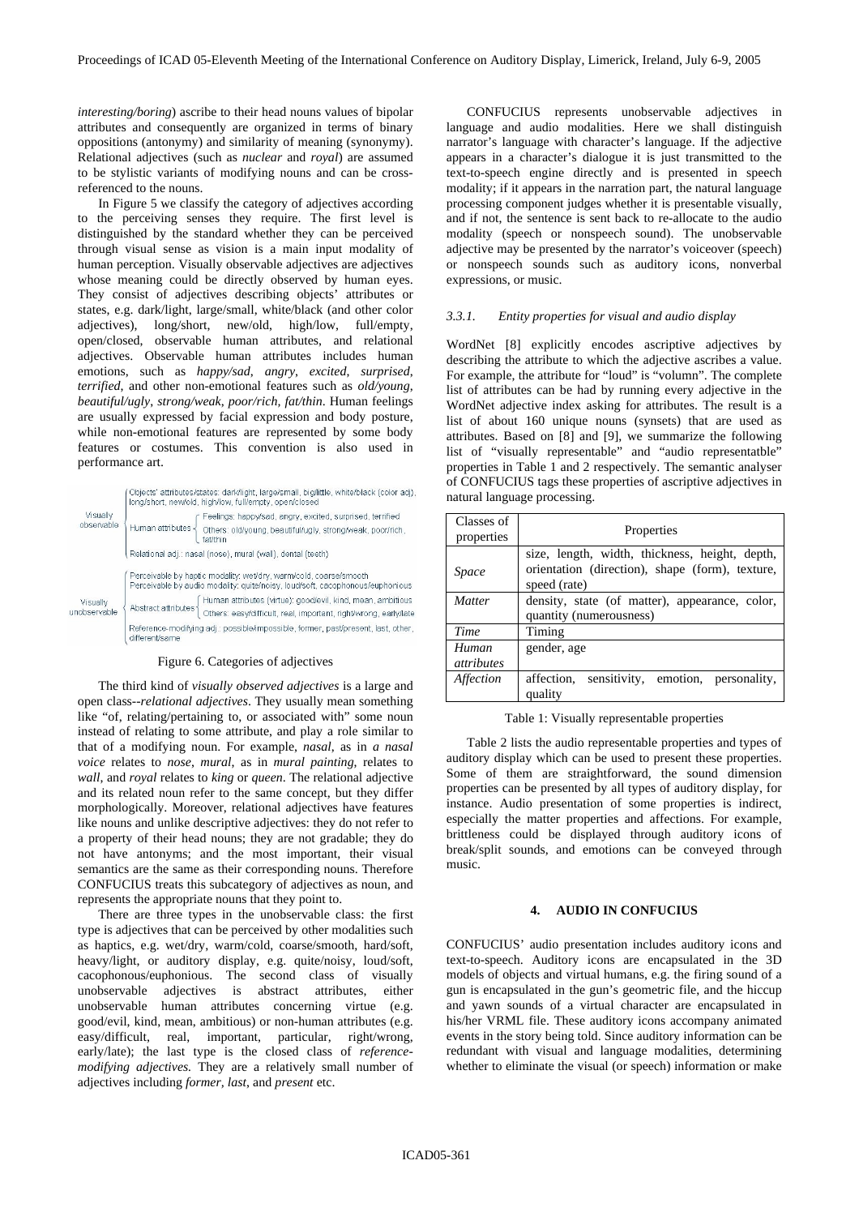*interesting/boring*) ascribe to their head nouns values of bipolar attributes and consequently are organized in terms of binary oppositions (antonymy) and similarity of meaning (synonymy). Relational adjectives (such as *nuclear* and *royal*) are assumed to be stylistic variants of modifying nouns and can be cross-referenced to the nouns.

In Figure 5 we classify the category of adjectives according to the perceiving senses they require. The first level is distinguished by the standard whether they can be perceived through visual sense as vision is a main input modality of human perception. Visually observable adjectives are adjectives whose meaning could be directly observed by human eyes. They consist of adjectives describing objects' attributes or states, e.g. dark/light, large/small, white/black (and other color adjectives), long/short, new/old, high/low, full/empty, open/closed, observable human attributes, and relational adjectives. Observable human attributes includes human emotions, such as *happy/sad*, *angry*, *excited*, *surprised*, *terrified*, and other non-emotional features such as *old/young*, *beautiful/ugly*, *strong/weak*, *poor/rich*, *fat/thin*. Human feelings are usually expressed by facial expression and body posture, while non-emotional features are represented by some body features or costumes. This convention is also used in performance art.

- Visually observable
  - Objects' attributes/states: dark/light, large/small, big/little, white/black (color adj), long/short, new/old, high/low, full/empty, open/closed
  - Human attributes
    - Feelings: happy/sad, angry, excited, surprised, terrified
    - Others: old/young, beautiful/ugly, strong/weak, poor/rich, fat/thin
  - Relational adj.: nasal (nose), mural (wall), dental (teeth)
- Visually unobservable
  - Perceivable by haptic modality: wet/dry, warm/cold, coarse/smooth
  - Perceivable by audio modality: quite/noisy, loud/soft, cacophonous/euphonious
  - Abstract attributes
    - Human attributes (virtue): good/evil, kind, mean, ambitious
    - Others: easy/difficult, real, important, right/wrong, early/late
  - Reference-modifying adj.: possible/impossible, former, past/present, last, other, different/same

Figure 6. Categories of adjectives

The third kind of *visually observed adjectives* is a large and open class--*relational adjectives*. They usually mean something like "of, relating/pertaining to, or associated with" some noun instead of relating to some attribute, and play a role similar to that of a modifying noun. For example, *nasal*, as in *a nasal voice* relates to *nose*, *mural*, as in *mural painting*, relates to *wall*, and *royal* relates to *king* or *queen*. The relational adjective and its related noun refer to the same concept, but they differ morphologically. Moreover, relational adjectives have features like nouns and unlike descriptive adjectives: they do not refer to a property of their head nouns; they are not gradable; they do not have antonyms; and the most important, their visual semantics are the same as their corresponding nouns. Therefore CONFUCIUS treats this subcategory of adjectives as noun, and represents the appropriate nouns that they point to.

There are three types in the unobservable class: the first type is adjectives that can be perceived by other modalities such as haptics, e.g. wet/dry, warm/cold, coarse/smooth, hard/soft, heavy/light, or auditory display, e.g. quite/noisy, loud/soft, cacophonous/euphonious. The second class of visually unobservable adjectives is abstract attributes, either unobservable human attributes concerning virtue (e.g. good/evil, kind, mean, ambitious) or non-human attributes (e.g. easy/difficult, real, important, particular, right/wrong, early/late); the last type is the closed class of *reference-modifying adjectives*. They are a relatively small number of adjectives including *former*, *last*, and *present* etc.

CONFUCIUS represents unobservable adjectives in language and audio modalities. Here we shall distinguish narrator's language with character's language. If the adjective appears in a character's dialogue it is just transmitted to the text-to-speech engine directly and is presented in speech modality; if it appears in the narration part, the natural language processing component judges whether it is presentable visually, and if not, the sentence is sent back to re-allocate to the audio modality (speech or nonspeech sound). The unobservable adjective may be presented by the narrator's voiceover (speech) or nonspeech sounds such as auditory icons, nonverbal expressions, or music.

### 3.3.1. Entity properties for visual and audio display

WordNet [8] explicitly encodes ascriptive adjectives by describing the attribute to which the adjective ascribes a value. For example, the attribute for "loud" is "volumn". The complete list of attributes can be had by running every adjective in the WordNet adjective index asking for attributes. The result is a list of about 160 unique nouns (synsets) that are used as attributes. Based on [8] and [9], we summarize the following list of "visually representable" and "audio representatble" properties in Table 1 and 2 respectively. The semantic analyser of CONFUCIUS tags these properties of ascriptive adjectives in natural language processing.

| Classes of properties | Properties |
|---|---|
| *Space* | size, length, width, thickness, height, depth, orientation (direction), shape (form), texture, speed (rate) |
| *Matter* | density, state (of matter), appearance, color, quantity (numerousness) |
| *Time* | Timing |
| *Human attributes* | gender, age |
| *Affection* | affection, sensitivity, emotion, personality, quality |

Table 1: Visually representable properties

Table 2 lists the audio representable properties and types of auditory display which can be used to present these properties. Some of them are straightforward, the sound dimension properties can be presented by all types of auditory display, for instance. Audio presentation of some properties is indirect, especially the matter properties and affections. For example, brittleness could be displayed through auditory icons of break/split sounds, and emotions can be conveyed through music.

## 4. AUDIO IN CONFUCIUS

CONFUCIUS' audio presentation includes auditory icons and text-to-speech. Auditory icons are encapsulated in the 3D models of objects and virtual humans, e.g. the firing sound of a gun is encapsulated in the gun's geometric file, and the hiccup and yawn sounds of a virtual character are encapsulated in his/her VRML file. These auditory icons accompany animated events in the story being told. Since auditory information can be redundant with visual and language modalities, determining whether to eliminate the visual (or speech) information or make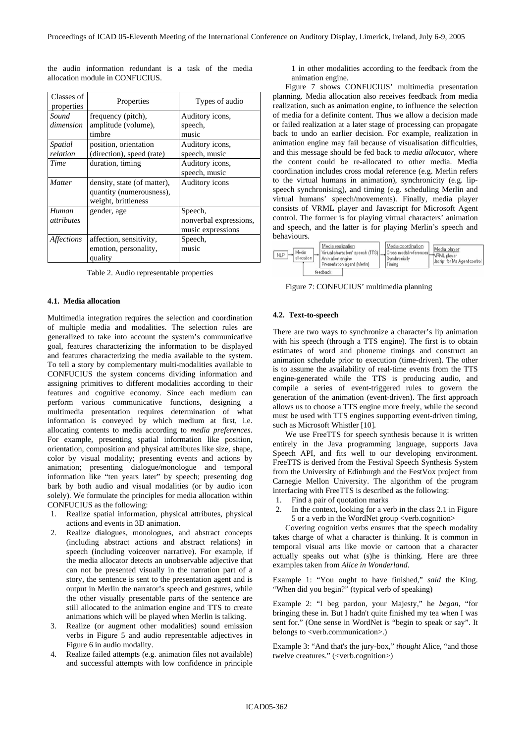the audio information redundant is a task of the media allocation module in CONFUCIUS.

| Classes of properties | Properties | Types of audio |
|---|---|---|
| *Sound dimension* | frequency (pitch), amplitude (volume), timbre | Auditory icons, speech, music |
| *Spatial relation* | position, orientation (direction), speed (rate) | Auditory icons, speech, music |
| *Time* | duration, timing | Auditory icons, speech, music |
| *Matter* | density, state (of matter), quantity (numerousness), weight, brittleness | Auditory icons |
| *Human attributes* | gender, age | Speech, nonverbal expressions, music expressions |
| *Affections* | affection, sensitivity, emotion, personality, quality | Speech, music |

Table 2. Audio representable properties

### 4.1. Media allocation

Multimedia integration requires the selection and coordination of multiple media and modalities. The selection rules are generalized to take into account the system's communicative goal, features characterizing the information to be displayed and features characterizing the media available to the system. To tell a story by complementary multi-modalities available to CONFUCIUS the system concerns dividing information and assigning primitives to different modalities according to their features and cognitive economy. Since each medium can perform various communicative functions, designing a multimedia presentation requires determination of what information is conveyed by which medium at first, i.e. allocating contents to media according to *media preferences*. For example, presenting spatial information like position, orientation, composition and physical attributes like size, shape, color by visual modality; presenting events and actions by animation; presenting dialogue/monologue and temporal information like "ten years later" by speech; presenting dog bark by both audio and visual modalities (or by audio icon solely). We formulate the principles for media allocation within CONFUCIUS as the following:

1. Realize spatial information, physical attributes, physical actions and events in 3D animation.
2. Realize dialogues, monologues, and abstract concepts (including abstract actions and abstract relations) in speech (including voiceover narrative). For example, if the media allocator detects an unobservable adjective that can not be presented visually in the narration part of a story, the sentence is sent to the presentation agent and is output in Merlin the narrator's speech and gestures, while the other visually presentable parts of the sentence are still allocated to the animation engine and TTS to create animations which will be played when Merlin is talking.
3. Realize (or augment other modalities) sound emission verbs in Figure 5 and audio representable adjectives in Figure 6 in audio modality.
4. Realize failed attempts (e.g. animation files not available) and successful attempts with low confidence in principle 1 in other modalities according to the feedback from the animation engine.

Figure 7 shows CONFUCIUS' multimedia presentation planning. Media allocation also receives feedback from media realization, such as animation engine, to influence the selection of media for a definite content. Thus we allow a decision made or failed realization at a later stage of processing can propagate back to undo an earlier decision. For example, realization in animation engine may fail because of visualisation difficulties, and this message should be fed back to *media allocator*, where the content could be re-allocated to other media. Media coordination includes cross modal reference (e.g. Merlin refers to the virtual humans in animation), synchronicity (e.g. lip-speech synchronising), and timing (e.g. scheduling Merlin and virtual humans' speech/movements). Finally, media player consists of VRML player and Javascript for Microsoft Agent control. The former is for playing virtual characters' animation and speech, and the latter is for playing Merlin's speech and behaviours.

Figure 7: CONFUCIUS' multimedia planning

### 4.2. Text-to-speech

There are two ways to synchronize a character's lip animation with his speech (through a TTS engine). The first is to obtain estimates of word and phoneme timings and construct an animation schedule prior to execution (time-driven). The other is to assume the availability of real-time events from the TTS engine-generated while the TTS is producing audio, and compile a series of event-triggered rules to govern the generation of the animation (event-driven). The first approach allows us to choose a TTS engine more freely, while the second must be used with TTS engines supporting event-driven timing, such as Microsoft Whistler [10].

We use FreeTTS for speech synthesis because it is written entirely in the Java programming language, supports Java Speech API, and fits well to our developing environment. FreeTTS is derived from the Festival Speech Synthesis System from the University of Edinburgh and the FestVox project from Carnegie Mellon University. The algorithm of the program interfacing with FreeTTS is described as the following:

1. Find a pair of quotation marks
2. In the context, looking for a verb in the class 2.1 in Figure 5 or a verb in the WordNet group <verb.cognition>

Covering cognition verbs ensures that the speech modality takes charge of what a character is thinking. It is common in temporal visual arts like movie or cartoon that a character actually speaks out what (s)he is thinking. Here are three examples taken from *Alice in Wonderland.*

Example 1: "You ought to have finished," *said* the King. "When did you begin?" (typical verb of speaking)

Example 2: "I beg pardon, your Majesty," he *began*, "for bringing these in. But I hadn't quite finished my tea when I was sent for." (One sense in WordNet is "begin to speak or say". It belongs to <verb.communication>.)

Example 3: "And that's the jury-box," *thought* Alice, "and those twelve creatures." (<verb.cognition>)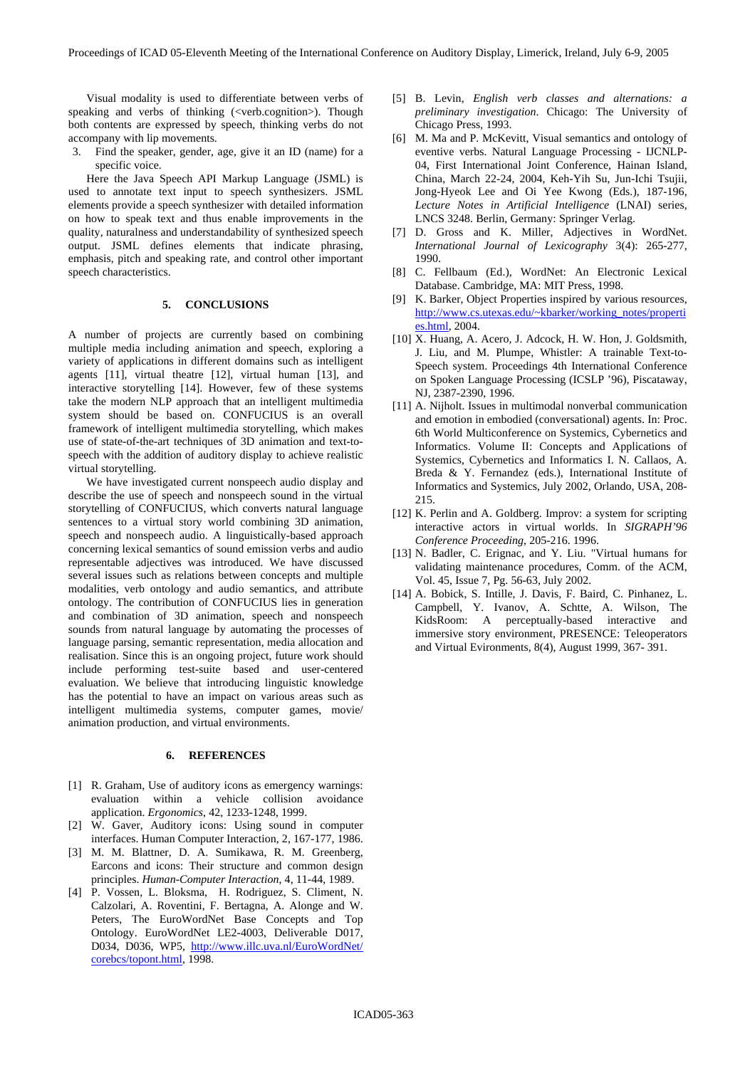Visual modality is used to differentiate between verbs of speaking and verbs of thinking (<verb.cognition>). Though both contents are expressed by speech, thinking verbs do not accompany with lip movements.

3. Find the speaker, gender, age, give it an ID (name) for a specific voice.

Here the Java Speech API Markup Language (JSML) is used to annotate text input to speech synthesizers. JSML elements provide a speech synthesizer with detailed information on how to speak text and thus enable improvements in the quality, naturalness and understandability of synthesized speech output. JSML defines elements that indicate phrasing, emphasis, pitch and speaking rate, and control other important speech characteristics.

## 5. CONCLUSIONS

A number of projects are currently based on combining multiple media including animation and speech, exploring a variety of applications in different domains such as intelligent agents [11], virtual theatre [12], virtual human [13], and interactive storytelling [14]. However, few of these systems take the modern NLP approach that an intelligent multimedia system should be based on. CONFUCIUS is an overall framework of intelligent multimedia storytelling, which makes use of state-of-the-art techniques of 3D animation and text-to-speech with the addition of auditory display to achieve realistic virtual storytelling.

We have investigated current nonspeech audio display and describe the use of speech and nonspeech sound in the virtual storytelling of CONFUCIUS, which converts natural language sentences to a virtual story world combining 3D animation, speech and nonspeech audio. A linguistically-based approach concerning lexical semantics of sound emission verbs and audio representable adjectives was introduced. We have discussed several issues such as relations between concepts and multiple modalities, verb ontology and audio semantics, and attribute ontology. The contribution of CONFUCIUS lies in generation and combination of 3D animation, speech and nonspeech sounds from natural language by automating the processes of language parsing, semantic representation, media allocation and realisation. Since this is an ongoing project, future work should include performing test-suite based and user-centered evaluation. We believe that introducing linguistic knowledge has the potential to have an impact on various areas such as intelligent multimedia systems, computer games, movie/ animation production, and virtual environments.

## 6. REFERENCES

[1] R. Graham, Use of auditory icons as emergency warnings: evaluation within a vehicle collision avoidance application. *Ergonomics*, 42, 1233-1248, 1999.

[2] W. Gaver, Auditory icons: Using sound in computer interfaces. Human Computer Interaction, 2, 167-177, 1986.

[3] M. M. Blattner, D. A. Sumikawa, R. M. Greenberg, Earcons and icons: Their structure and common design principles. *Human-Computer Interaction*, 4, 11-44, 1989.

[4] P. Vossen, L. Bloksma, H. Rodriguez, S. Climent, N. Calzolari, A. Roventini, F. Bertagna, A. Alonge and W. Peters, The EuroWordNet Base Concepts and Top Ontology. EuroWordNet LE2-4003, Deliverable D017, D034, D036, WP5, http://www.illc.uva.nl/EuroWordNet/corebcs/topont.html, 1998.

[5] B. Levin, *English verb classes and alternations: a preliminary investigation*. Chicago: The University of Chicago Press, 1993.

[6] M. Ma and P. McKevitt, Visual semantics and ontology of eventive verbs. Natural Language Processing - IJCNLP-04, First International Joint Conference, Hainan Island, China, March 22-24, 2004, Keh-Yih Su, Jun-Ichi Tsujii, Jong-Hyeok Lee and Oi Yee Kwong (Eds.), 187-196, *Lecture Notes in Artificial Intelligence* (LNAI) series, LNCS 3248. Berlin, Germany: Springer Verlag.

[7] D. Gross and K. Miller, Adjectives in WordNet. *International Journal of Lexicography* 3(4): 265-277, 1990.

[8] C. Fellbaum (Ed.), WordNet: An Electronic Lexical Database. Cambridge, MA: MIT Press, 1998.

[9] K. Barker, Object Properties inspired by various resources, http://www.cs.utexas.edu/~kbarker/working_notes/properties.html, 2004.

[10] X. Huang, A. Acero, J. Adcock, H. W. Hon, J. Goldsmith, J. Liu, and M. Plumpe, Whistler: A trainable Text-to-Speech system. Proceedings 4th International Conference on Spoken Language Processing (ICSLP '96), Piscataway, NJ, 2387-2390, 1996.

[11] A. Nijholt. Issues in multimodal nonverbal communication and emotion in embodied (conversational) agents. In: Proc. 6th World Multiconference on Systemics, Cybernetics and Informatics. Volume II: Concepts and Applications of Systemics, Cybernetics and Informatics I. N. Callaos, A. Breda & Y. Fernandez (eds.), International Institute of Informatics and Systemics, July 2002, Orlando, USA, 208-215.

[12] K. Perlin and A. Goldberg. Improv: a system for scripting interactive actors in virtual worlds. In *SIGRAPH'96 Conference Proceeding*, 205-216. 1996.

[13] N. Badler, C. Erignac, and Y. Liu. "Virtual humans for validating maintenance procedures, Comm. of the ACM, Vol. 45, Issue 7, Pg. 56-63, July 2002.

[14] A. Bobick, S. Intille, J. Davis, F. Baird, C. Pinhanez, L. Campbell, Y. Ivanov, A. Schtte, A. Wilson, The KidsRoom: A perceptually-based interactive and immersive story environment, PRESENCE: Teleoperators and Virtual Evironments, 8(4), August 1999, 367- 391.